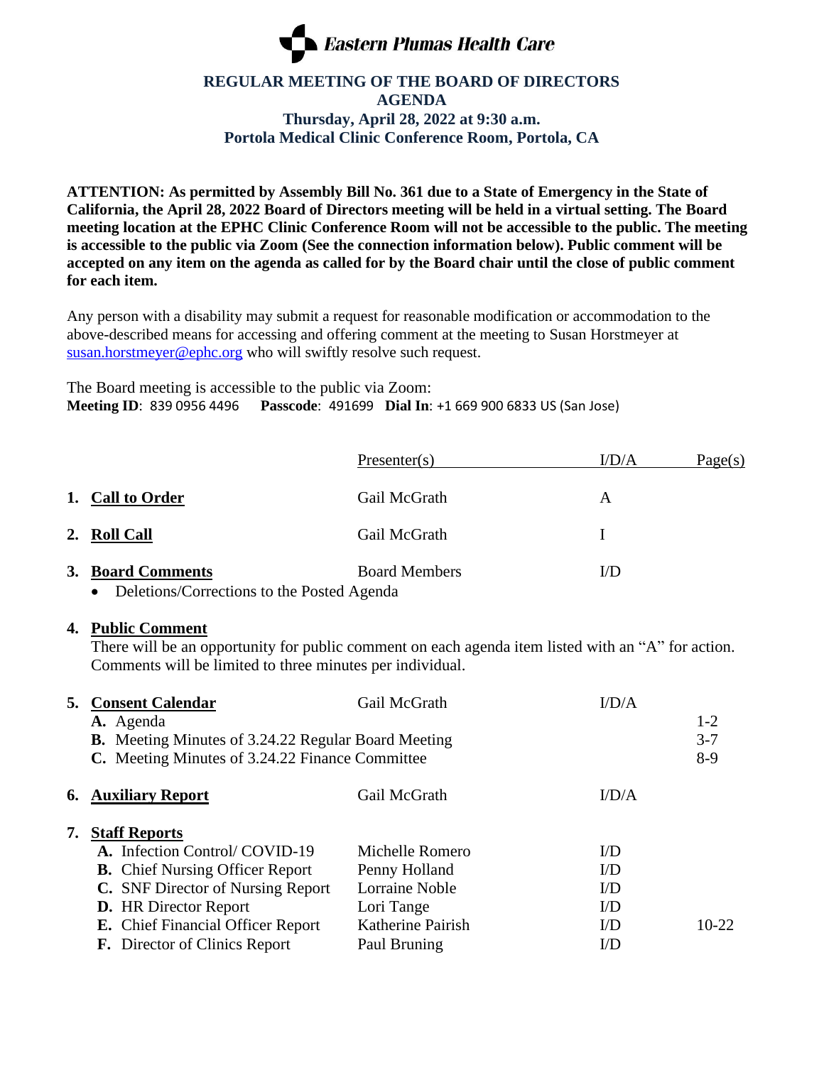# Eastern Plumas Health Care

## REGULAR MEETING OF THE BOARD OF DIRECTORS
## AGENDA
### Thursday, April 28, 2022 at 9:30 a.m.
### Portola Medical Clinic Conference Room, Portola, CA

**ATTENTION: As permitted by Assembly Bill No. 361 due to a State of Emergency in the State of California, the April 28, 2022 Board of Directors meeting will be held in a virtual setting. The Board meeting location at the EPHC Clinic Conference Room will not be accessible to the public. The meeting is accessible to the public via Zoom (See the connection information below). Public comment will be accepted on any item on the agenda as called for by the Board chair until the close of public comment for each item.**

Any person with a disability may submit a request for reasonable modification or accommodation to the above-described means for accessing and offering comment at the meeting to Susan Horstmeyer at susan.horstmeyer@ephc.org who will swiftly resolve such request.

The Board meeting is accessible to the public via Zoom:
**Meeting ID**: 839 0956 4496 **Passcode**: 491699 **Dial In**: +1 669 900 6833 US (San Jose)

| | Presenter(s) | I/D/A | Page(s) |
|---|---|---|---|
| **1. Call to Order** | Gail McGrath | A | |
| **2. Roll Call** | Gail McGrath | I | |
| **3. Board Comments** | Board Members | I/D | |
| • Deletions/Corrections to the Posted Agenda | | | |

**4. Public Comment**
There will be an opportunity for public comment on each agenda item listed with an "A" for action. Comments will be limited to three minutes per individual.

| | Presenter(s) | I/D/A | Page(s) |
|---|---|---|---|
| **5. Consent Calendar** | Gail McGrath | I/D/A | |
| **A.** Agenda | | | 1-2 |
| **B.** Meeting Minutes of 3.24.22 Regular Board Meeting | | | 3-7 |
| **C.** Meeting Minutes of 3.24.22 Finance Committee | | | 8-9 |
| **6. Auxiliary Report** | Gail McGrath | I/D/A | |
| **7. Staff Reports** | | | |
| **A.** Infection Control/ COVID-19 | Michelle Romero | I/D | |
| **B.** Chief Nursing Officer Report | Penny Holland | I/D | |
| **C.** SNF Director of Nursing Report | Lorraine Noble | I/D | |
| **D.** HR Director Report | Lori Tange | I/D | |
| **E.** Chief Financial Officer Report | Katherine Pairish | I/D | 10-22 |
| **F.** Director of Clinics Report | Paul Bruning | I/D | |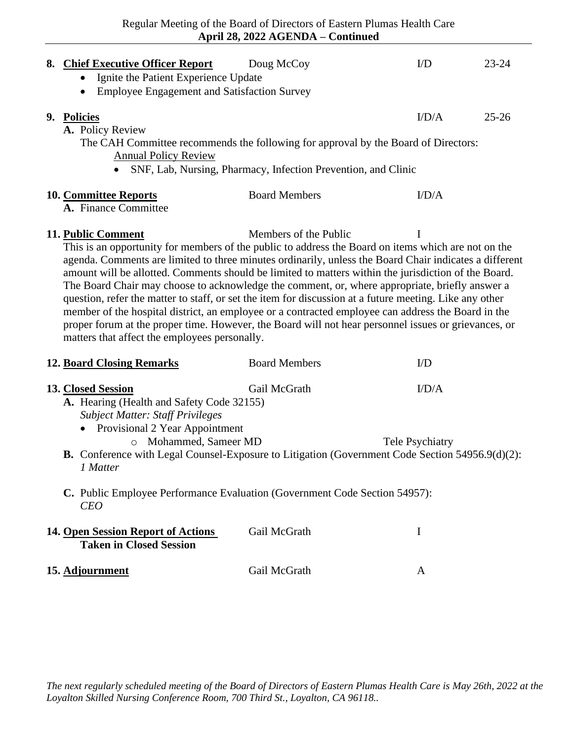Regular Meeting of the Board of Directors of Eastern Plumas Health Care
**April 28, 2022 AGENDA – Continued**

**8. Chief Executive Officer Report** Doug McCoy I/D 23-24

- Ignite the Patient Experience Update
- Employee Engagement and Satisfaction Survey

**9. Policies** I/D/A 25-26

**A.** Policy Review

The CAH Committee recommends the following for approval by the Board of Directors:

Annual Policy Review

- SNF, Lab, Nursing, Pharmacy, Infection Prevention, and Clinic

**10. Committee Reports** Board Members I/D/A

**A.** Finance Committee

**11. Public Comment** Members of the Public I

This is an opportunity for members of the public to address the Board on items which are not on the agenda. Comments are limited to three minutes ordinarily, unless the Board Chair indicates a different amount will be allotted. Comments should be limited to matters within the jurisdiction of the Board. The Board Chair may choose to acknowledge the comment, or, where appropriate, briefly answer a question, refer the matter to staff, or set the item for discussion at a future meeting. Like any other member of the hospital district, an employee or a contracted employee can address the Board in the proper forum at the proper time. However, the Board will not hear personnel issues or grievances, or matters that affect the employees personally.

**12. Board Closing Remarks** Board Members I/D

**13. Closed Session** Gail McGrath I/D/A

**A.** Hearing (Health and Safety Code 32155)
*Subject Matter: Staff Privileges*

- Provisional 2 Year Appointment
  - Mohammed, Sameer MD Tele Psychiatry

**B.** Conference with Legal Counsel-Exposure to Litigation (Government Code Section 54956.9(d)(2): *1 Matter*

**C.** Public Employee Performance Evaluation (Government Code Section 54957): *CEO*

**14. Open Session Report of Actions Taken in Closed Session** Gail McGrath I

**15. Adjournment** Gail McGrath A

*The next regularly scheduled meeting of the Board of Directors of Eastern Plumas Health Care is May 26th, 2022 at the Loyalton Skilled Nursing Conference Room, 700 Third St., Loyalton, CA 96118..*